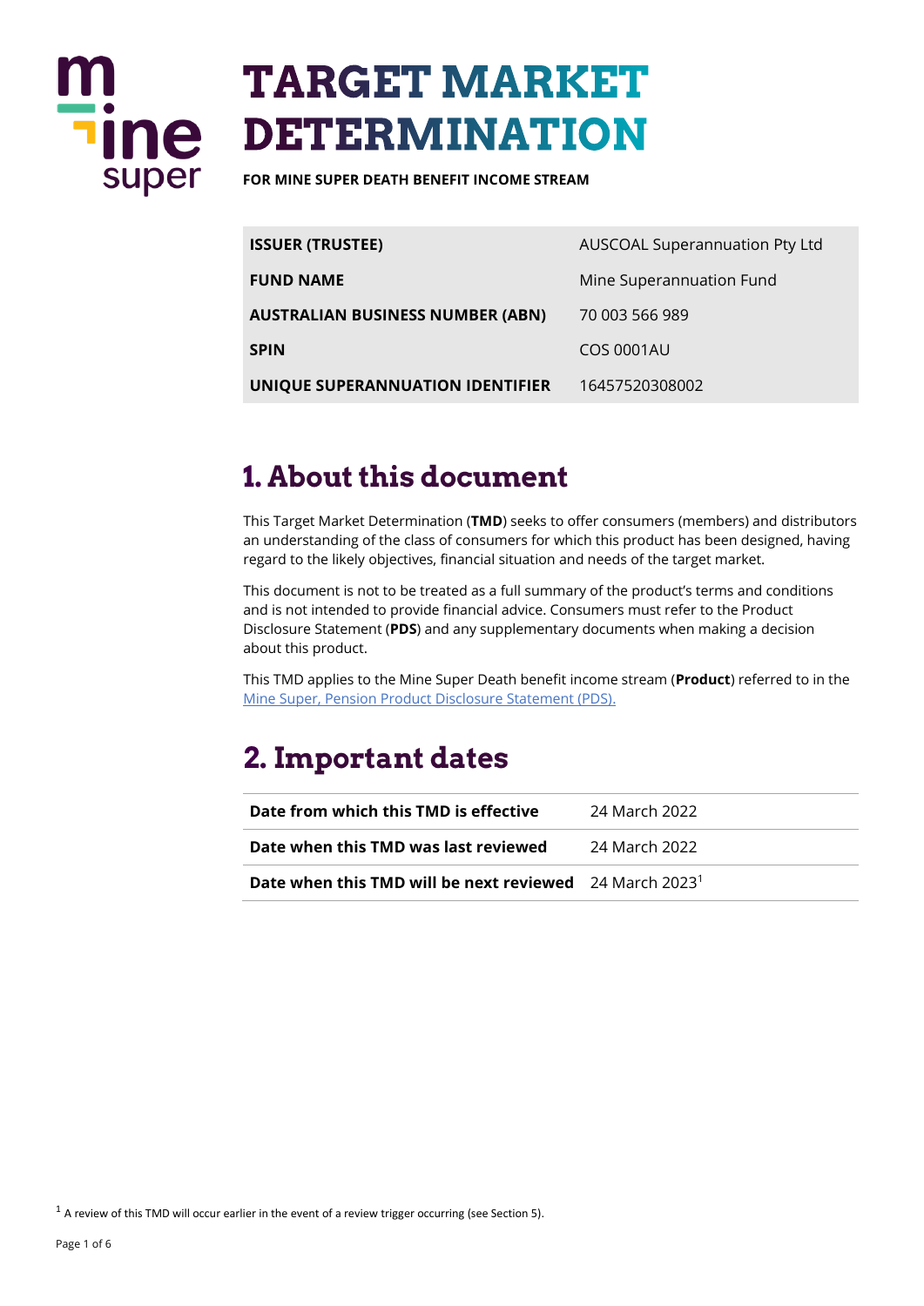# TARGET MARKET DETERMINATION

**FOR MINE SUPER DEATH BENEFIT INCOME STREAM**

| | |
|---|---|
| **ISSUER (TRUSTEE)** | AUSCOAL Superannuation Pty Ltd |
| **FUND NAME** | Mine Superannuation Fund |
| **AUSTRALIAN BUSINESS NUMBER (ABN)** | 70 003 566 989 |
| **SPIN** | COS 0001AU |
| **UNIQUE SUPERANNUATION IDENTIFIER** | 16457520308002 |

## 1. About this document

This Target Market Determination (**TMD**) seeks to offer consumers (members) and distributors an understanding of the class of consumers for which this product has been designed, having regard to the likely objectives, financial situation and needs of the target market.

This document is not to be treated as a full summary of the product's terms and conditions and is not intended to provide financial advice. Consumers must refer to the Product Disclosure Statement (**PDS**) and any supplementary documents when making a decision about this product.

This TMD applies to the Mine Super Death benefit income stream (**Product**) referred to in the Mine Super, Pension Product Disclosure Statement (PDS).

## 2. Important dates

| | |
|---|---|
| **Date from which this TMD is effective** | 24 March 2022 |
| **Date when this TMD was last reviewed** | 24 March 2022 |
| **Date when this TMD will be next reviewed** | 24 March 2023[1] |

[1] A review of this TMD will occur earlier in the event of a review trigger occurring (see Section 5).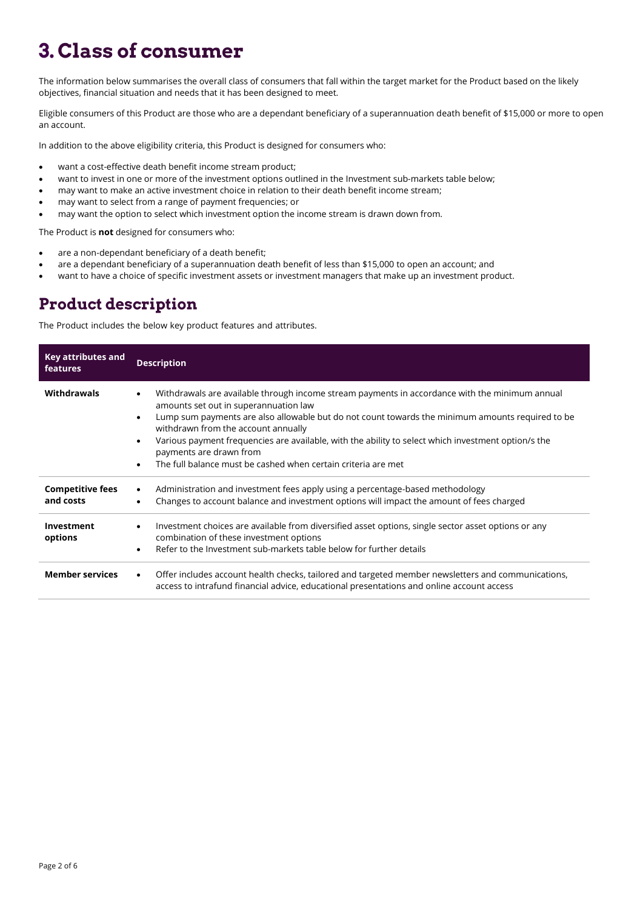# 3. Class of consumer

The information below summarises the overall class of consumers that fall within the target market for the Product based on the likely objectives, financial situation and needs that it has been designed to meet.

Eligible consumers of this Product are those who are a dependant beneficiary of a superannuation death benefit of $15,000 or more to open an account.

In addition to the above eligibility criteria, this Product is designed for consumers who:

- want a cost-effective death benefit income stream product;
- want to invest in one or more of the investment options outlined in the Investment sub-markets table below;
- may want to make an active investment choice in relation to their death benefit income stream;
- may want to select from a range of payment frequencies; or
- may want the option to select which investment option the income stream is drawn down from.

The Product is **not** designed for consumers who:

- are a non-dependant beneficiary of a death benefit;
- are a dependant beneficiary of a superannuation death benefit of less than $15,000 to open an account; and
- want to have a choice of specific investment assets or investment managers that make up an investment product.

## Product description

The Product includes the below key product features and attributes.

| Key attributes and features | Description |
|---|---|
| **Withdrawals** | • Withdrawals are available through income stream payments in accordance with the minimum annual amounts set out in superannuation law<br>• Lump sum payments are also allowable but do not count towards the minimum amounts required to be withdrawn from the account annually<br>• Various payment frequencies are available, with the ability to select which investment option/s the payments are drawn from<br>• The full balance must be cashed when certain criteria are met |
| **Competitive fees and costs** | • Administration and investment fees apply using a percentage-based methodology<br>• Changes to account balance and investment options will impact the amount of fees charged |
| **Investment options** | • Investment choices are available from diversified asset options, single sector asset options or any combination of these investment options<br>• Refer to the Investment sub-markets table below for further details |
| **Member services** | • Offer includes account health checks, tailored and targeted member newsletters and communications, access to intrafund financial advice, educational presentations and online account access |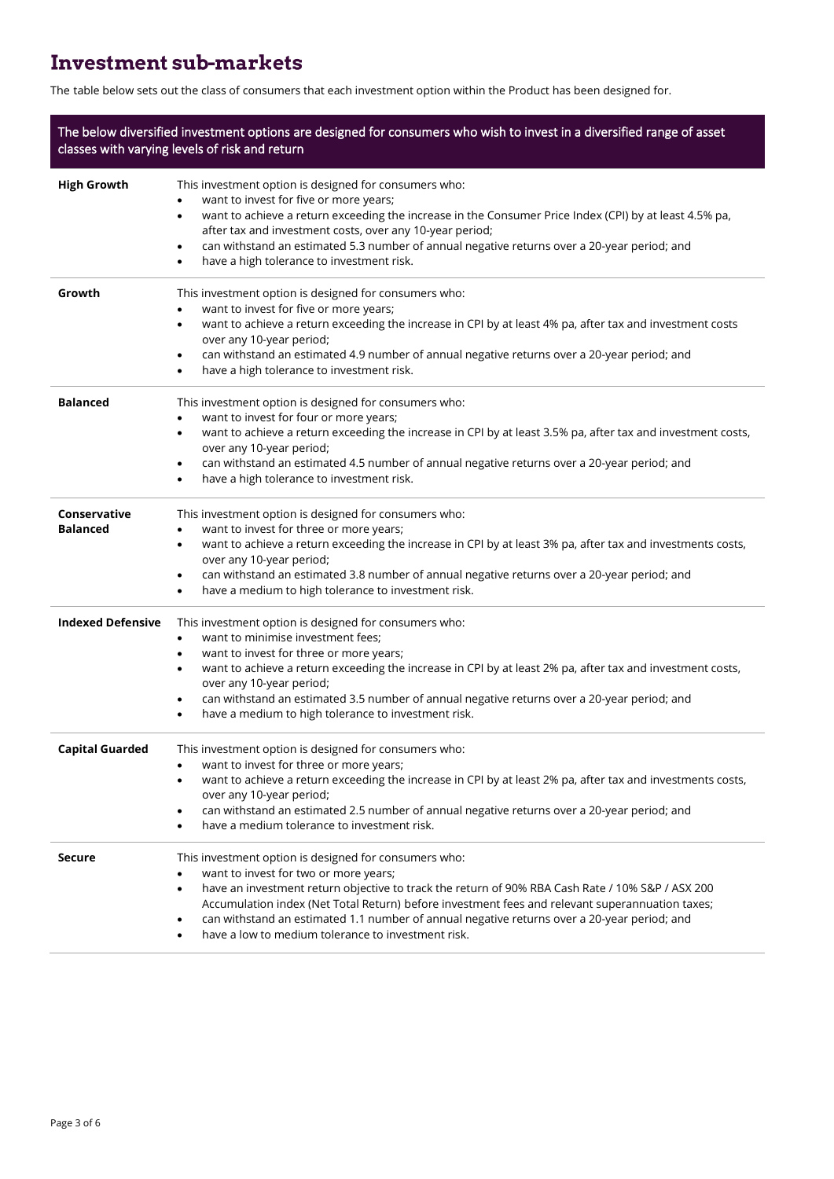# Investment sub-markets

The table below sets out the class of consumers that each investment option within the Product has been designed for.

| The below diversified investment options are designed for consumers who wish to invest in a diversified range of asset classes with varying levels of risk and return | |
|---|---|
| **High Growth** | This investment option is designed for consumers who:<br>• want to invest for five or more years;<br>• want to achieve a return exceeding the increase in the Consumer Price Index (CPI) by at least 4.5% pa, after tax and investment costs, over any 10-year period;<br>• can withstand an estimated 5.3 number of annual negative returns over a 20-year period; and<br>• have a high tolerance to investment risk. |
| **Growth** | This investment option is designed for consumers who:<br>• want to invest for five or more years;<br>• want to achieve a return exceeding the increase in CPI by at least 4% pa, after tax and investment costs over any 10-year period;<br>• can withstand an estimated 4.9 number of annual negative returns over a 20-year period; and<br>• have a high tolerance to investment risk. |
| **Balanced** | This investment option is designed for consumers who:<br>• want to invest for four or more years;<br>• want to achieve a return exceeding the increase in CPI by at least 3.5% pa, after tax and investment costs, over any 10-year period;<br>• can withstand an estimated 4.5 number of annual negative returns over a 20-year period; and<br>• have a high tolerance to investment risk. |
| **Conservative Balanced** | This investment option is designed for consumers who:<br>• want to invest for three or more years;<br>• want to achieve a return exceeding the increase in CPI by at least 3% pa, after tax and investments costs, over any 10-year period;<br>• can withstand an estimated 3.8 number of annual negative returns over a 20-year period; and<br>• have a medium to high tolerance to investment risk. |
| **Indexed Defensive** | This investment option is designed for consumers who:<br>• want to minimise investment fees;<br>• want to invest for three or more years;<br>• want to achieve a return exceeding the increase in CPI by at least 2% pa, after tax and investment costs, over any 10-year period;<br>• can withstand an estimated 3.5 number of annual negative returns over a 20-year period; and<br>• have a medium to high tolerance to investment risk. |
| **Capital Guarded** | This investment option is designed for consumers who:<br>• want to invest for three or more years;<br>• want to achieve a return exceeding the increase in CPI by at least 2% pa, after tax and investments costs, over any 10-year period;<br>• can withstand an estimated 2.5 number of annual negative returns over a 20-year period; and<br>• have a medium tolerance to investment risk. |
| **Secure** | This investment option is designed for consumers who:<br>• want to invest for two or more years;<br>• have an investment return objective to track the return of 90% RBA Cash Rate / 10% S&P / ASX 200 Accumulation index (Net Total Return) before investment fees and relevant superannuation taxes;<br>• can withstand an estimated 1.1 number of annual negative returns over a 20-year period; and<br>• have a low to medium tolerance to investment risk. |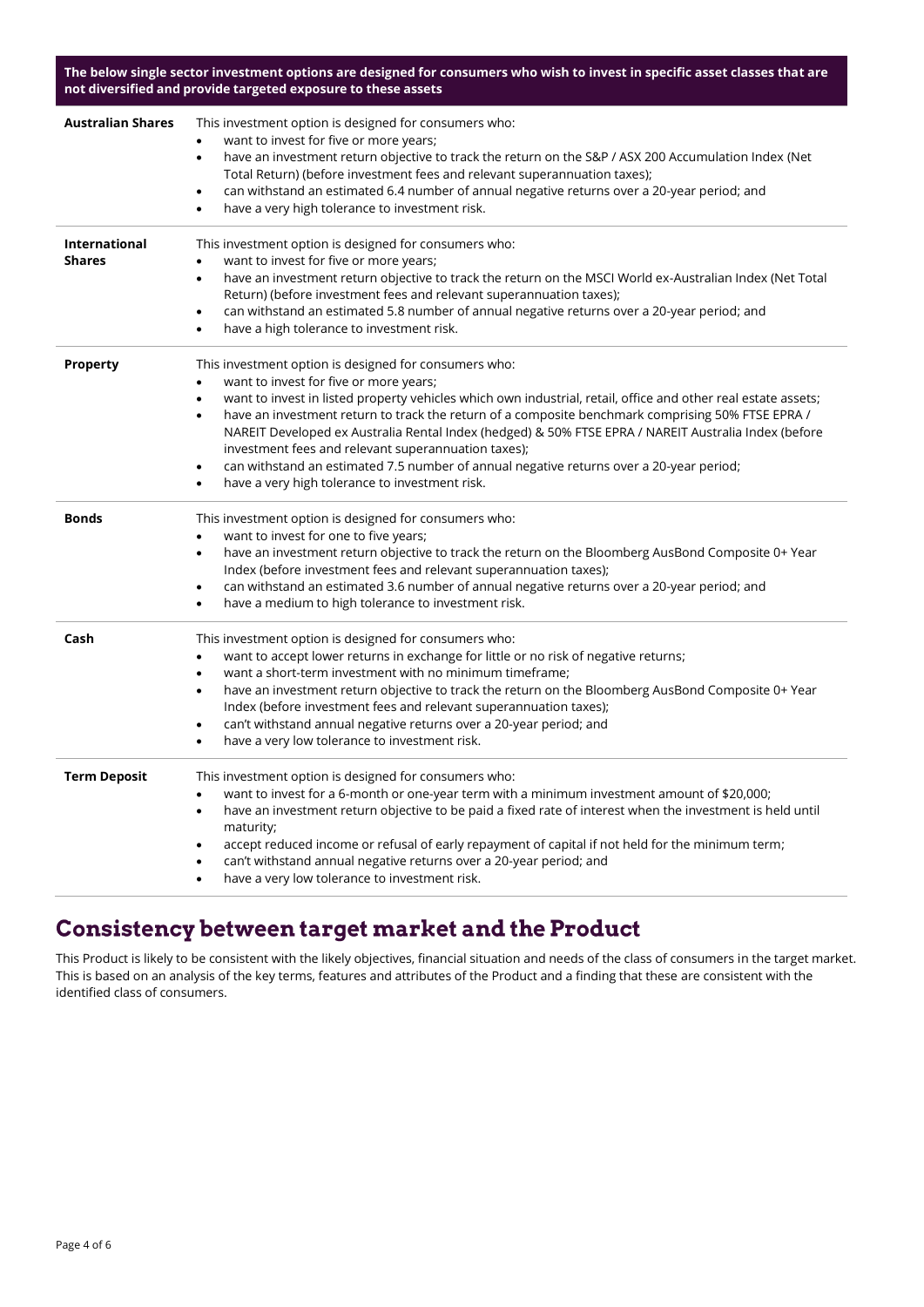| The below single sector investment options are designed for consumers who wish to invest in specific asset classes that are not diversified and provide targeted exposure to these assets | |
|---|---|
| **Australian Shares** | This investment option is designed for consumers who:<br>• want to invest for five or more years;<br>• have an investment return objective to track the return on the S&P / ASX 200 Accumulation Index (Net Total Return) (before investment fees and relevant superannuation taxes);<br>• can withstand an estimated 6.4 number of annual negative returns over a 20-year period; and<br>• have a very high tolerance to investment risk. |
| **International Shares** | This investment option is designed for consumers who:<br>• want to invest for five or more years;<br>• have an investment return objective to track the return on the MSCI World ex-Australian Index (Net Total Return) (before investment fees and relevant superannuation taxes);<br>• can withstand an estimated 5.8 number of annual negative returns over a 20-year period; and<br>• have a high tolerance to investment risk. |
| **Property** | This investment option is designed for consumers who:<br>• want to invest for five or more years;<br>• want to invest in listed property vehicles which own industrial, retail, office and other real estate assets;<br>• have an investment return to track the return of a composite benchmark comprising 50% FTSE EPRA / NAREIT Developed ex Australia Rental Index (hedged) & 50% FTSE EPRA / NAREIT Australia Index (before investment fees and relevant superannuation taxes);<br>• can withstand an estimated 7.5 number of annual negative returns over a 20-year period;<br>• have a very high tolerance to investment risk. |
| **Bonds** | This investment option is designed for consumers who:<br>• want to invest for one to five years;<br>• have an investment return objective to track the return on the Bloomberg AusBond Composite 0+ Year Index (before investment fees and relevant superannuation taxes);<br>• can withstand an estimated 3.6 number of annual negative returns over a 20-year period; and<br>• have a medium to high tolerance to investment risk. |
| **Cash** | This investment option is designed for consumers who:<br>• want to accept lower returns in exchange for little or no risk of negative returns;<br>• want a short-term investment with no minimum timeframe;<br>• have an investment return objective to track the return on the Bloomberg AusBond Composite 0+ Year Index (before investment fees and relevant superannuation taxes);<br>• can't withstand annual negative returns over a 20-year period; and<br>• have a very low tolerance to investment risk. |
| **Term Deposit** | This investment option is designed for consumers who:<br>• want to invest for a 6-month or one-year term with a minimum investment amount of $20,000;<br>• have an investment return objective to be paid a fixed rate of interest when the investment is held until maturity;<br>• accept reduced income or refusal of early repayment of capital if not held for the minimum term;<br>• can't withstand annual negative returns over a 20-year period; and<br>• have a very low tolerance to investment risk. |

## Consistency between target market and the Product

This Product is likely to be consistent with the likely objectives, financial situation and needs of the class of consumers in the target market. This is based on an analysis of the key terms, features and attributes of the Product and a finding that these are consistent with the identified class of consumers.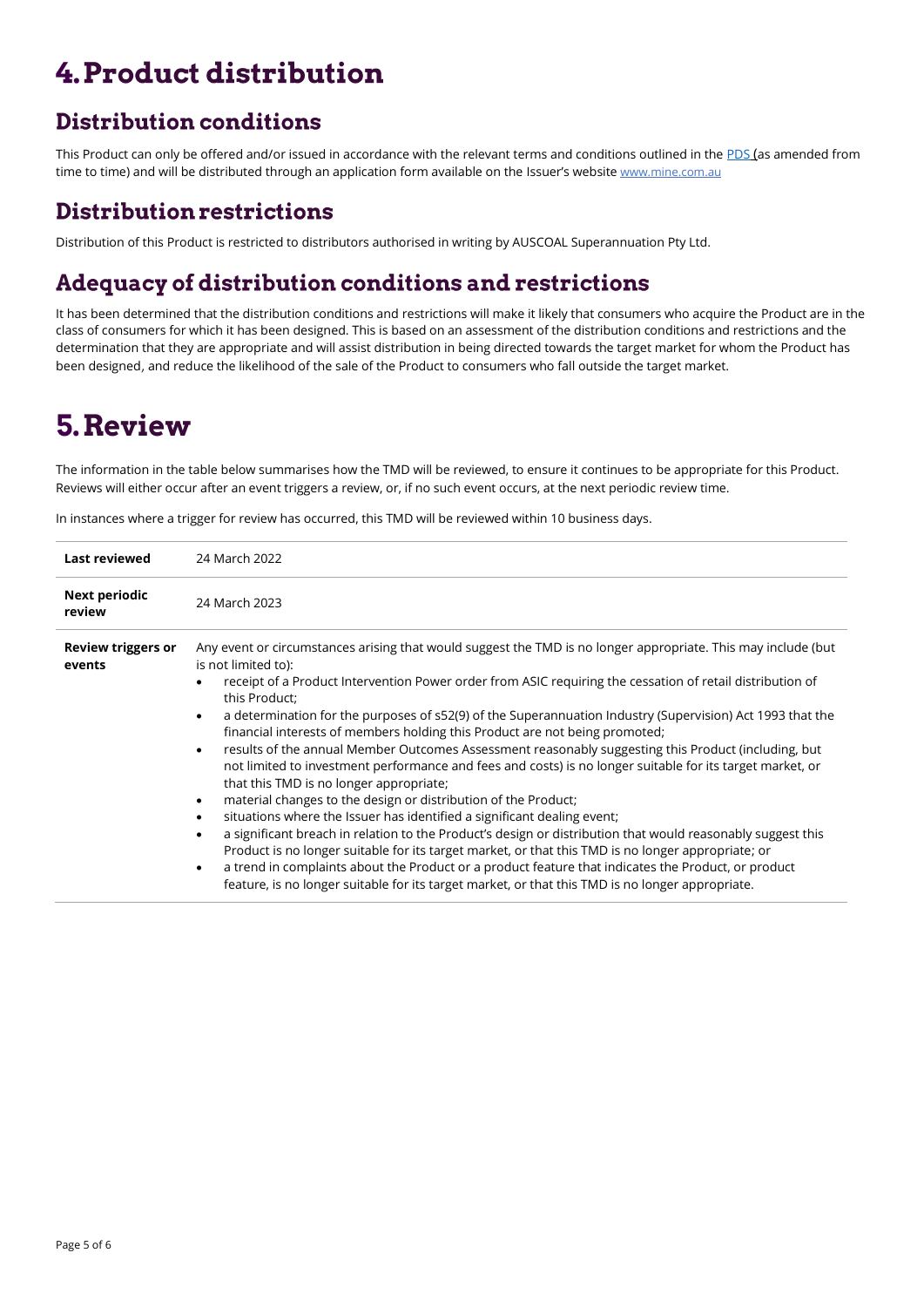# 4. Product distribution

## Distribution conditions

This Product can only be offered and/or issued in accordance with the relevant terms and conditions outlined in the PDS (as amended from time to time) and will be distributed through an application form available on the Issuer's website www.mine.com.au

## Distribution restrictions

Distribution of this Product is restricted to distributors authorised in writing by AUSCOAL Superannuation Pty Ltd.

## Adequacy of distribution conditions and restrictions

It has been determined that the distribution conditions and restrictions will make it likely that consumers who acquire the Product are in the class of consumers for which it has been designed. This is based on an assessment of the distribution conditions and restrictions and the determination that they are appropriate and will assist distribution in being directed towards the target market for whom the Product has been designed, and reduce the likelihood of the sale of the Product to consumers who fall outside the target market.

# 5. Review

The information in the table below summarises how the TMD will be reviewed, to ensure it continues to be appropriate for this Product. Reviews will either occur after an event triggers a review, or, if no such event occurs, at the next periodic review time.

In instances where a trigger for review has occurred, this TMD will be reviewed within 10 business days.

| | |
|---|---|
| **Last reviewed** | 24 March 2022 |
| **Next periodic review** | 24 March 2023 |
| **Review triggers or events** | Any event or circumstances arising that would suggest the TMD is no longer appropriate. This may include (but is not limited to): <br>• receipt of a Product Intervention Power order from ASIC requiring the cessation of retail distribution of this Product; <br>• a determination for the purposes of s52(9) of the Superannuation Industry (Supervision) Act 1993 that the financial interests of members holding this Product are not being promoted; <br>• results of the annual Member Outcomes Assessment reasonably suggesting this Product (including, but not limited to investment performance and fees and costs) is no longer suitable for its target market, or that this TMD is no longer appropriate; <br>• material changes to the design or distribution of the Product; <br>• situations where the Issuer has identified a significant dealing event; <br>• a significant breach in relation to the Product's design or distribution that would reasonably suggest this Product is no longer suitable for its target market, or that this TMD is no longer appropriate; or <br>• a trend in complaints about the Product or a product feature that indicates the Product, or product feature, is no longer suitable for its target market, or that this TMD is no longer appropriate. |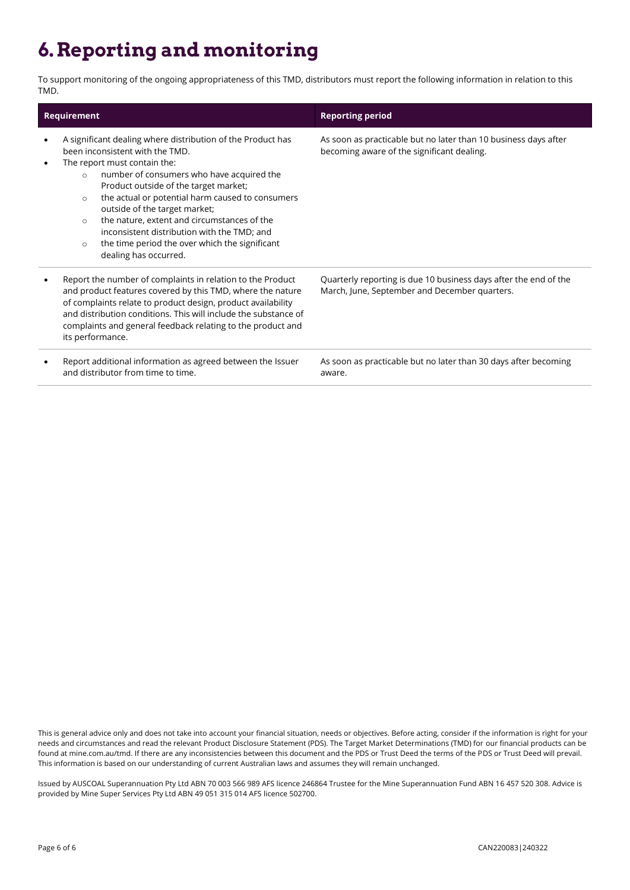# 6. Reporting and monitoring

To support monitoring of the ongoing appropriateness of this TMD, distributors must report the following information in relation to this TMD.

| Requirement | Reporting period |
| --- | --- |
| • A significant dealing where distribution of the Product has been inconsistent with the TMD.<br>• The report must contain the:<br>  ○ number of consumers who have acquired the Product outside of the target market;<br>  ○ the actual or potential harm caused to consumers outside of the target market;<br>  ○ the nature, extent and circumstances of the inconsistent distribution with the TMD; and<br>  ○ the time period the over which the significant dealing has occurred. | As soon as practicable but no later than 10 business days after becoming aware of the significant dealing. |
| • Report the number of complaints in relation to the Product and product features covered by this TMD, where the nature of complaints relate to product design, product availability and distribution conditions. This will include the substance of complaints and general feedback relating to the product and its performance. | Quarterly reporting is due 10 business days after the end of the March, June, September and December quarters. |
| • Report additional information as agreed between the Issuer and distributor from time to time. | As soon as practicable but no later than 30 days after becoming aware. |

This is general advice only and does not take into account your financial situation, needs or objectives. Before acting, consider if the information is right for your needs and circumstances and read the relevant Product Disclosure Statement (PDS). The Target Market Determinations (TMD) for our financial products can be found at mine.com.au/tmd. If there are any inconsistencies between this document and the PDS or Trust Deed the terms of the PDS or Trust Deed will prevail. This information is based on our understanding of current Australian laws and assumes they will remain unchanged.

Issued by AUSCOAL Superannuation Pty Ltd ABN 70 003 566 989 AFS licence 246864 Trustee for the Mine Superannuation Fund ABN 16 457 520 308. Advice is provided by Mine Super Services Pty Ltd ABN 49 051 315 014 AFS licence 502700.

CAN220083|240322